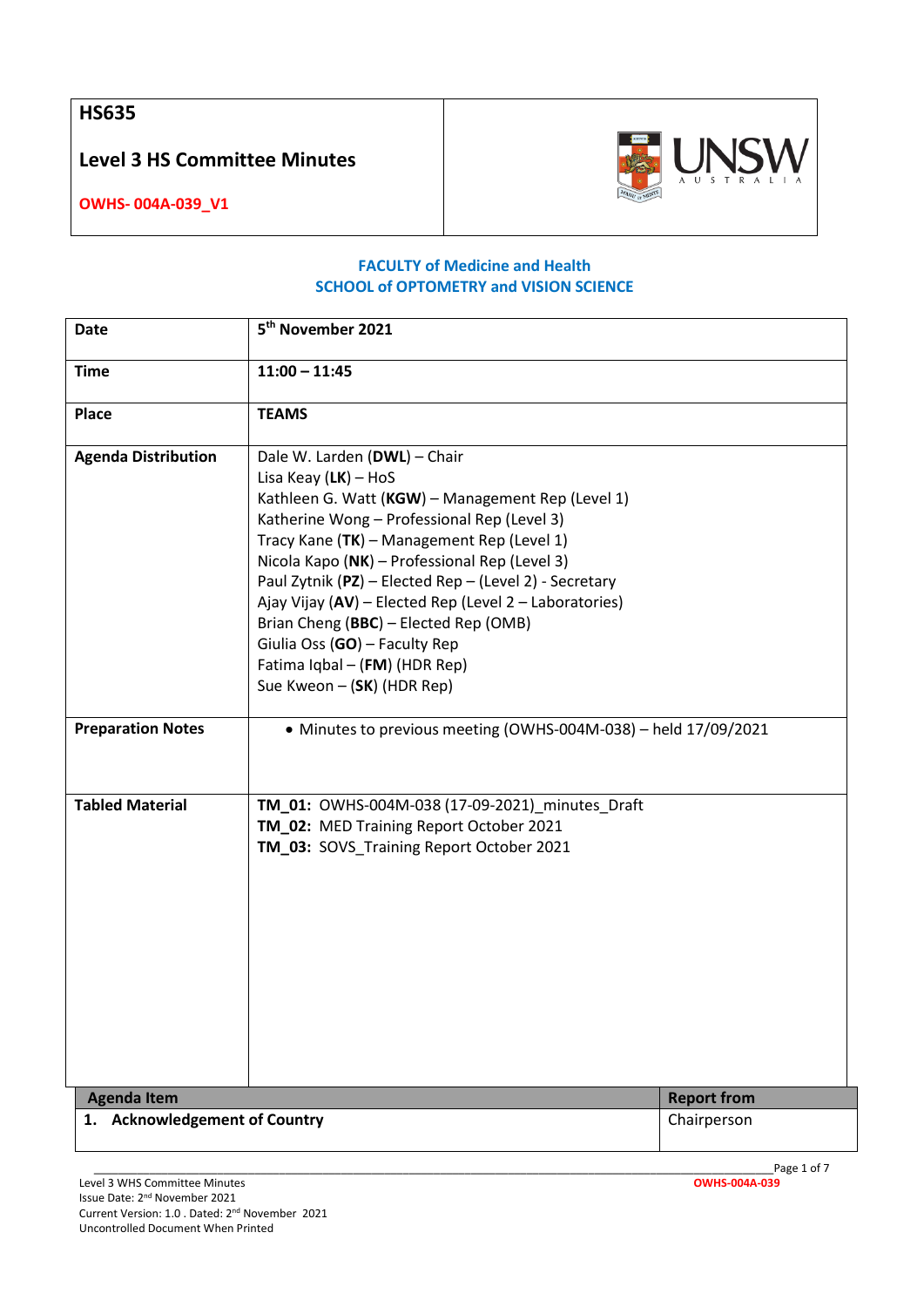# HS635

## Level 3 HS Committee Minutes

**OWHS- 004A-039_V1**

**FACULTY of Medicine and Health**
**SCHOOL of OPTOMETRY and VISION SCIENCE**

| | |
|---|---|
| **Date** | **5th November 2021** |
| **Time** | **11:00 – 11:45** |
| **Place** | **TEAMS** |
| **Agenda Distribution** | Dale W. Larden (**DWL**) – Chair<br>Lisa Keay (**LK**) – HoS<br>Kathleen G. Watt (**KGW**) – Management Rep (Level 1)<br>Katherine Wong – Professional Rep (Level 3)<br>Tracy Kane (**TK**) – Management Rep (Level 1)<br>Nicola Kapo (**NK**) – Professional Rep (Level 3)<br>Paul Zytnik (**PZ**) – Elected Rep – (Level 2) - Secretary<br>Ajay Vijay (**AV**) – Elected Rep (Level 2 – Laboratories)<br>Brian Cheng (**BBC**) – Elected Rep (OMB)<br>Giulia Oss (**GO**) – Faculty Rep<br>Fatima Iqbal – (**FM**) (HDR Rep)<br>Sue Kweon – (**SK**) (HDR Rep) |
| **Preparation Notes** | • Minutes to previous meeting (OWHS-004M-038) – held 17/09/2021 |
| **Tabled Material** | **TM_01:** OWHS-004M-038 (17-09-2021)_minutes_Draft<br>**TM_02:** MED Training Report October 2021<br>**TM_03:** SOVS_Training Report October 2021 |

| Agenda Item | Report from |
|---|---|
| **1. Acknowledgement of Country** | Chairperson |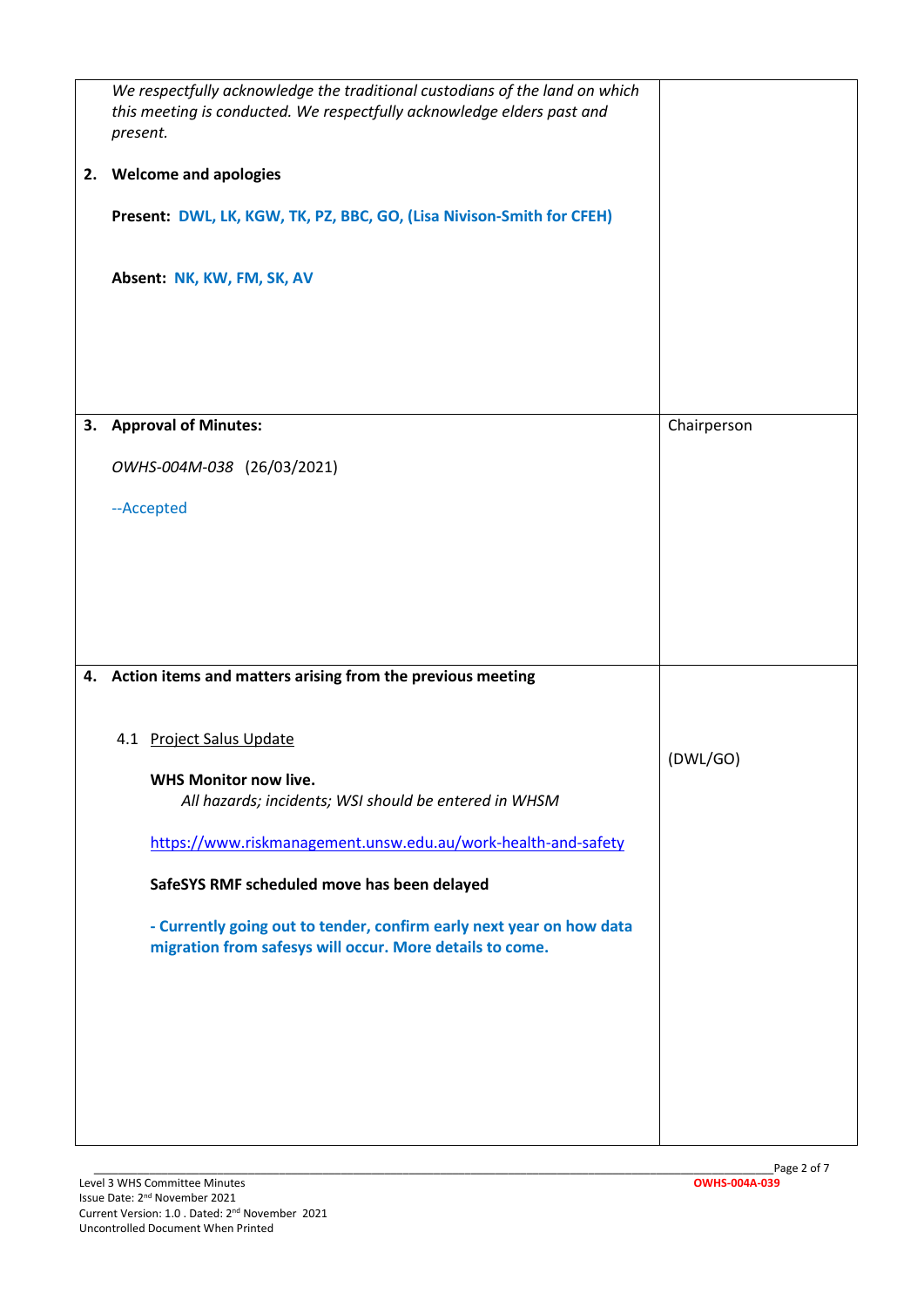| | |
|---|---|
| *We respectfully acknowledge the traditional custodians of the land on which this meeting is conducted. We respectfully acknowledge elders past and present.*<br><br>**2. Welcome and apologies**<br><br>**Present: DWL, LK, KGW, TK, PZ, BBC, GO, (Lisa Nivison-Smith for CFEH)**<br><br>**Absent: NK, KW, FM, SK, AV** | |
| **3. Approval of Minutes:**<br><br>*OWHS-004M-038* (26/03/2021)<br><br>--Accepted | Chairperson |
| **4. Action items and matters arising from the previous meeting**<br><br>4.1 Project Salus Update<br><br>**WHS Monitor now live.**<br>*All hazards; incidents; WSI should be entered in WHSM*<br><br>https://www.riskmanagement.unsw.edu.au/work-health-and-safety<br><br>**SafeSYS RMF scheduled move has been delayed**<br><br>**- Currently going out to tender, confirm early next year on how data migration from safesys will occur. More details to come.** | (DWL/GO) |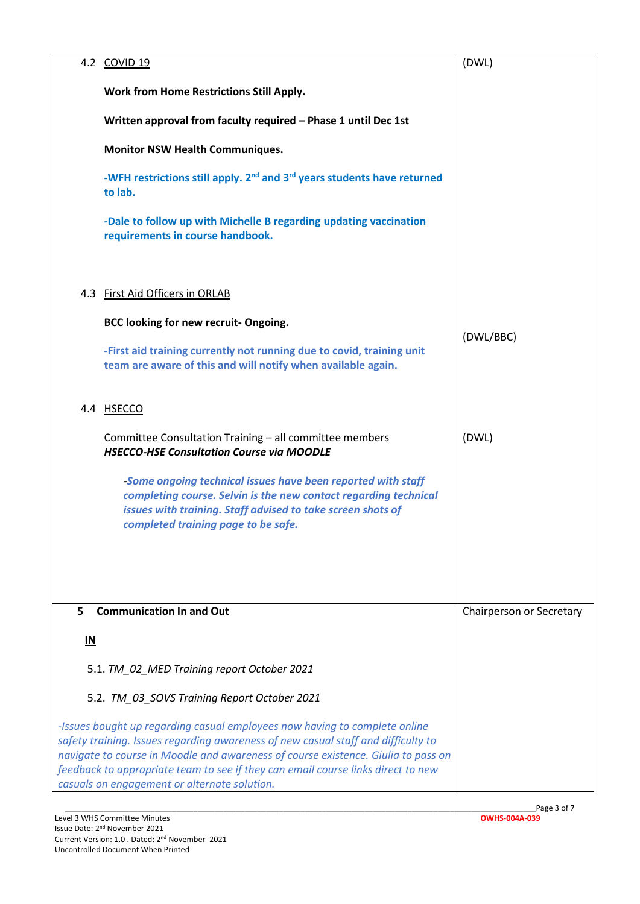| | |
|---|---|
| 4.2 <u>COVID 19</u><br><br>**Work from Home Restrictions Still Apply.**<br><br>**Written approval from faculty required – Phase 1 until Dec 1st**<br><br>**Monitor NSW Health Communiques.**<br><br>**-WFH restrictions still apply. 2nd and 3rd years students have returned to lab.**<br><br>**-Dale to follow up with Michelle B regarding updating vaccination requirements in course handbook.** | (DWL) |
| 4.3 <u>First Aid Officers in ORLAB</u><br><br>**BCC looking for new recruit- Ongoing.**<br><br>**-First aid training currently not running due to covid, training unit team are aware of this and will notify when available again.** | (DWL/BBC) |
| 4.4 <u>HSECCO</u><br><br>Committee Consultation Training – all committee members<br>***HSECCO-HSE Consultation Course via MOODLE***<br><br>***-Some ongoing technical issues have been reported with staff completing course. Selvin is the new contact regarding technical issues with training. Staff advised to take screen shots of completed training page to be safe.*** | (DWL) |
| **5 Communication In and Out**<br><br>**<u>IN</u>**<br><br>5.1. *TM_02_MED Training report October 2021*<br><br>5.2. *TM_03_SOVS Training Report October 2021*<br><br>*-Issues bought up regarding casual employees now having to complete online safety training. Issues regarding awareness of new casual staff and difficulty to navigate to course in Moodle and awareness of course existence. Giulia to pass on feedback to appropriate team to see if they can email course links direct to new casuals on engagement or alternate solution.* | Chairperson or Secretary |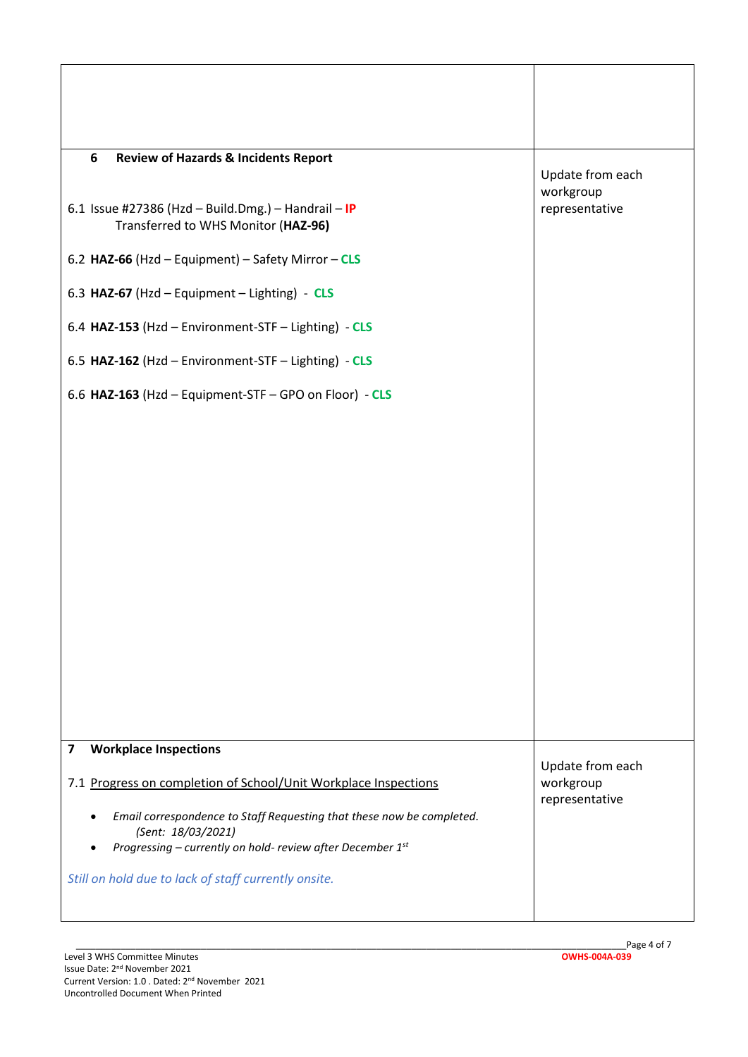| | |
|---|---|
| | |
| **6 Review of Hazards & Incidents Report**<br><br>6.1 Issue #27386 (Hzd – Build.Dmg.) – Handrail – **IP**<br>Transferred to WHS Monitor (**HAZ-96)**<br><br>6.2 **HAZ-66** (Hzd – Equipment) – Safety Mirror – **CLS**<br><br>6.3 **HAZ-67** (Hzd – Equipment – Lighting) - **CLS**<br><br>6.4 **HAZ-153** (Hzd – Environment-STF – Lighting) - **CLS**<br><br>6.5 **HAZ-162** (Hzd – Environment-STF – Lighting) - **CLS**<br><br>6.6 **HAZ-163** (Hzd – Equipment-STF – GPO on Floor) - **CLS** | Update from each workgroup representative |
| **7 Workplace Inspections**<br><br>7.1 Progress on completion of School/Unit Workplace Inspections<br><br>• *Email correspondence to Staff Requesting that these now be completed. (Sent: 18/03/2021)*<br>• *Progressing – currently on hold- review after December 1st*<br><br>*Still on hold due to lack of staff currently onsite.* | Update from each workgroup representative |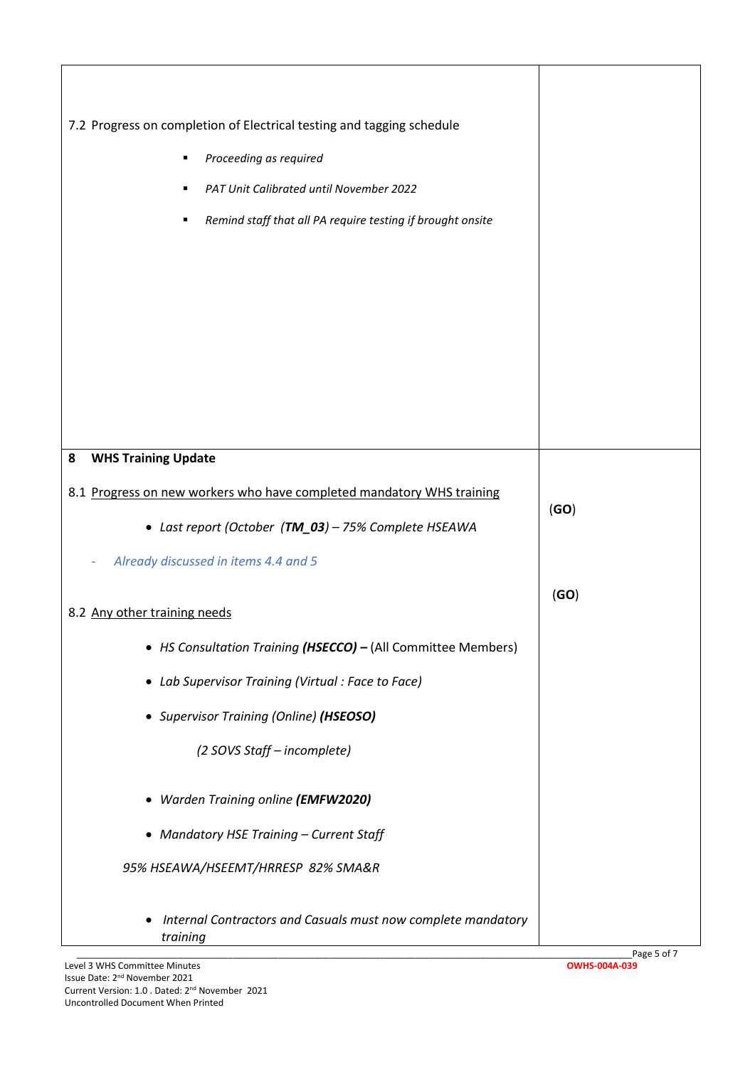| | |
|---|---|
| 7.2 Progress on completion of Electrical testing and tagging schedule<br><br>- *Proceeding as required*<br>- *PAT Unit Calibrated until November 2022*<br>- *Remind staff that all PA require testing if brought onsite* | |
| **8 WHS Training Update**<br><br>8.1 <u>Progress on new workers who have completed mandatory WHS training</u><br><br>- *Last report (October (**TM_03**) – 75% Complete HSEAWA*<br><br>- *Already discussed in items 4.4 and 5*<br><br>8.2 <u>Any other training needs</u><br><br>- *HS Consultation Training **(HSECCO) –*** (All Committee Members)<br>- *Lab Supervisor Training (Virtual : Face to Face)*<br>- *Supervisor Training (Online) **(HSEOSO)***<br><br>*(2 SOVS Staff – incomplete)*<br><br>- *Warden Training online **(EMFW2020)***<br>- *Mandatory HSE Training – Current Staff*<br><br>*95% HSEAWA/HSEEMT/HRRESP 82% SMA&R*<br><br>- *Internal Contractors and Casuals must now complete mandatory training* | (**GO**)<br><br>(**GO**) |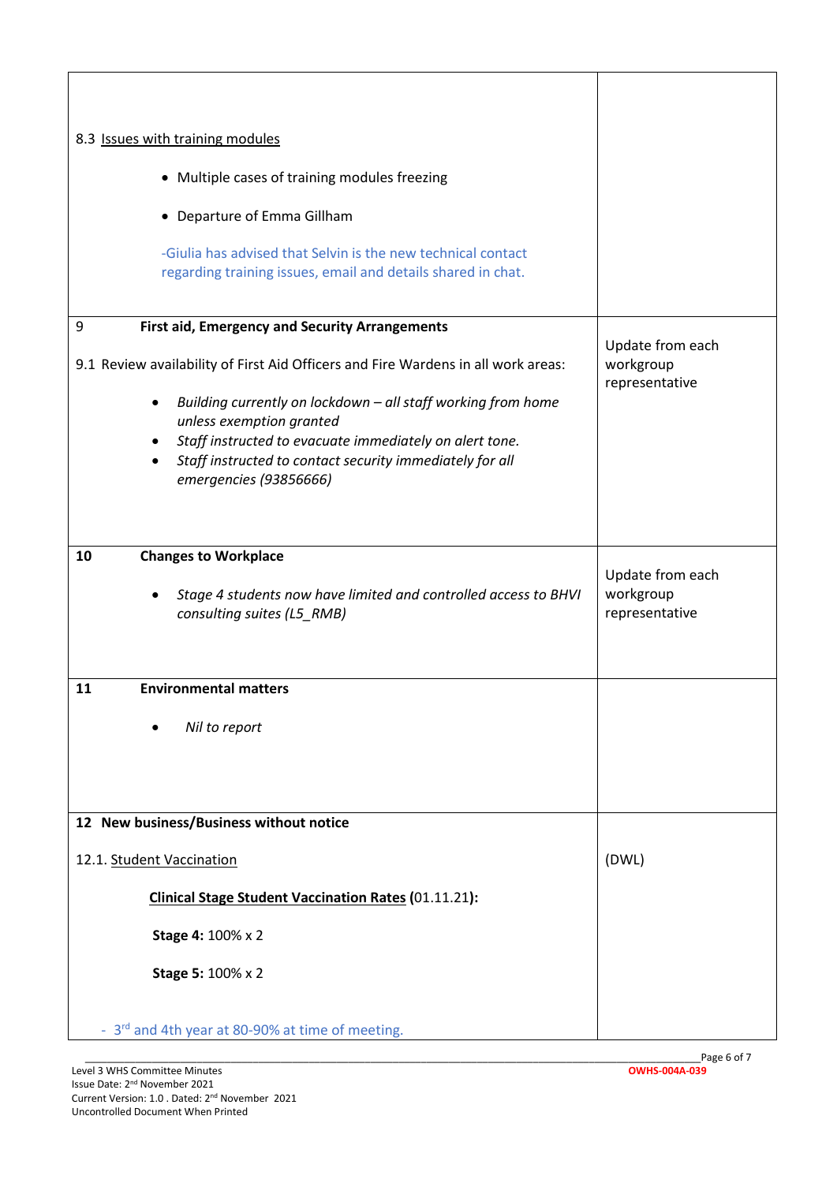| | |
|---|---|
| 8.3 Issues with training modules<br><br>• Multiple cases of training modules freezing<br>• Departure of Emma Gillham<br><br>-Giulia has advised that Selvin is the new technical contact regarding training issues, email and details shared in chat. | |
| **9 First aid, Emergency and Security Arrangements**<br><br>9.1 Review availability of First Aid Officers and Fire Wardens in all work areas:<br><br>• *Building currently on lockdown – all staff working from home unless exemption granted*<br>• *Staff instructed to evacuate immediately on alert tone.*<br>• *Staff instructed to contact security immediately for all emergencies (93856666)* | Update from each workgroup representative |
| **10 Changes to Workplace**<br><br>• *Stage 4 students now have limited and controlled access to BHVI consulting suites (L5_RMB)* | Update from each workgroup representative |
| **11 Environmental matters**<br><br>• *Nil to report* | |
| **12 New business/Business without notice**<br><br>12.1. Student Vaccination<br><br>**Clinical Stage Student Vaccination Rates** (01.11.21)**:**<br><br>**Stage 4:** 100% x 2<br><br>**Stage 5:** 100% x 2<br><br>- 3rd and 4th year at 80-90% at time of meeting. | (DWL) |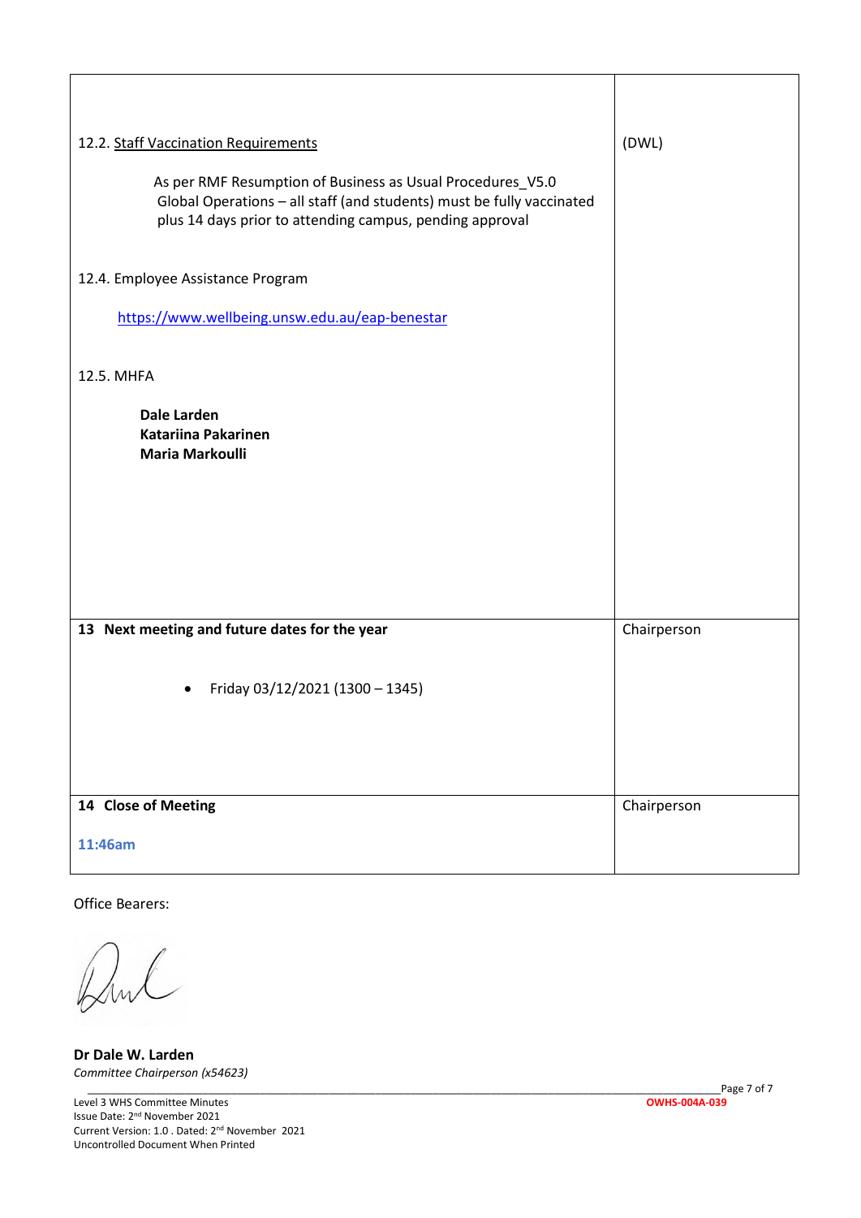| | |
|---|---|
| 12.2. Staff Vaccination Requirements<br><br>As per RMF Resumption of Business as Usual Procedures_V5.0 Global Operations – all staff (and students) must be fully vaccinated plus 14 days prior to attending campus, pending approval<br><br>12.4. Employee Assistance Program<br><br>https://www.wellbeing.unsw.edu.au/eap-benestar<br><br>12.5. MHFA<br><br>**Dale Larden**<br>**Katariina Pakarinen**<br>**Maria Markoulli** | (DWL) |
| **13 Next meeting and future dates for the year**<br><br>• Friday 03/12/2021 (1300 – 1345) | Chairperson |
| **14 Close of Meeting**<br><br>**11:46am** | Chairperson |

Office Bearers:

**Dr Dale W. Larden**
*Committee Chairperson (x54623)*

Level 3 WHS Committee Minutes
Issue Date: 2nd November 2021
Current Version: 1.0 . Dated: 2nd November 2021
Uncontrolled Document When Printed

**OWHS-004A-039**